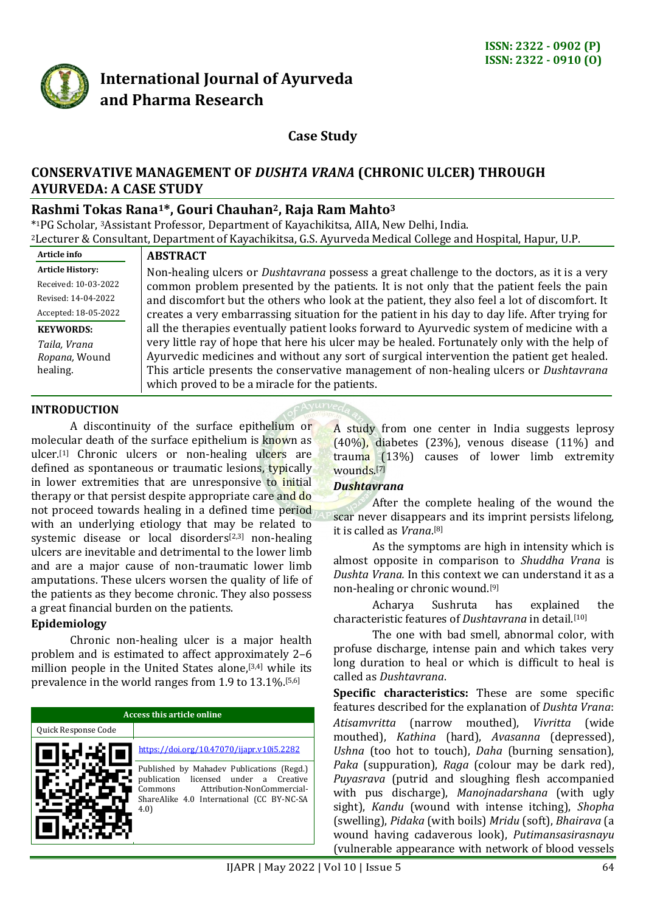ISSN: 2322 - 0902 (P)
ISSN: 2322 - 0910 (O)

# International Journal of Ayurveda and Pharma Research

**Case Study**

## CONSERVATIVE MANAGEMENT OF *DUSHTA VRANA* (CHRONIC ULCER) THROUGH AYURVEDA: A CASE STUDY

**Rashmi Tokas Rana[1]*, Gouri Chauhan[2], Raja Ram Mahto[3]**

*[1]PG Scholar, [3]Assistant Professor, Department of Kayachikitsa, AIIA, New Delhi, India.
[2]Lecturer & Consultant, Department of Kayachikitsa, G.S. Ayurveda Medical College and Hospital, Hapur, U.P.

**Article info**

**Article History:**
Received: 10-03-2022
Revised: 14-04-2022
Accepted: 18-05-2022

**KEYWORDS:**
*Taila, Vrana Ropana,* Wound healing.

**ABSTRACT**

Non-healing ulcers or *Dushtavrana* possess a great challenge to the doctors, as it is a very common problem presented by the patients. It is not only that the patient feels the pain and discomfort but the others who look at the patient, they also feel a lot of discomfort. It creates a very embarrassing situation for the patient in his day to day life. After trying for all the therapies eventually patient looks forward to Ayurvedic system of medicine with a very little ray of hope that here his ulcer may be healed. Fortunately only with the help of Ayurvedic medicines and without any sort of surgical intervention the patient get healed. This article presents the conservative management of non-healing ulcers or *Dushtavrana* which proved to be a miracle for the patients.

## INTRODUCTION

A discontinuity of the surface epithelium or molecular death of the surface epithelium is known as ulcer.[1] Chronic ulcers or non-healing ulcers are defined as spontaneous or traumatic lesions, typically in lower extremities that are unresponsive to initial therapy or that persist despite appropriate care and do not proceed towards healing in a defined time period with an underlying etiology that may be related to systemic disease or local disorders[2,3] non-healing ulcers are inevitable and detrimental to the lower limb and are a major cause of non-traumatic lower limb amputations. These ulcers worsen the quality of life of the patients as they become chronic. They also possess a great financial burden on the patients.

### Epidemiology

Chronic non-healing ulcer is a major health problem and is estimated to affect approximately 2–6 million people in the United States alone,[3,4] while its prevalence in the world ranges from 1.9 to 13.1%.[5,6]

| Access this article online | |
|---|---|
| Quick Response Code | |
| | https://doi.org/10.47070/ijapr.v10i5.2282 |
| | Published by Mahadev Publications (Regd.) publication licensed under a Creative Commons Attribution-NonCommercial-ShareAlike 4.0 International (CC BY-NC-SA 4.0) |

A study from one center in India suggests leprosy (40%), diabetes (23%), venous disease (11%) and trauma (13%) causes of lower limb extremity wounds.[7]

### *Dushtavrana*

After the complete healing of the wound the scar never disappears and its imprint persists lifelong, it is called as *Vrana*.[8]

As the symptoms are high in intensity which is almost opposite in comparison to *Shuddha Vrana* is *Dushta Vrana.* In this context we can understand it as a non-healing or chronic wound.[9]

Acharya Sushruta has explained the characteristic features of *Dushtavrana* in detail.[10]

The one with bad smell, abnormal color, with profuse discharge, intense pain and which takes very long duration to heal or which is difficult to heal is called as *Dushtavrana*.

**Specific characteristics:** These are some specific features described for the explanation of *Dushta Vrana*: *Atisamvritta* (narrow mouthed), *Vivritta* (wide mouthed), *Kathina* (hard), *Avasanna* (depressed), *Ushna* (too hot to touch), *Daha* (burning sensation), *Paka* (suppuration), *Raga* (colour may be dark red), *Puyasrava* (putrid and sloughing flesh accompanied with pus discharge), *Manojnadarshana* (with ugly sight), *Kandu* (wound with intense itching), *Shopha* (swelling), *Pidaka* (with boils) *Mridu* (soft), *Bhairava* (a wound having cadaverous look), *Putimansasirasnayu* (vulnerable appearance with network of blood vessels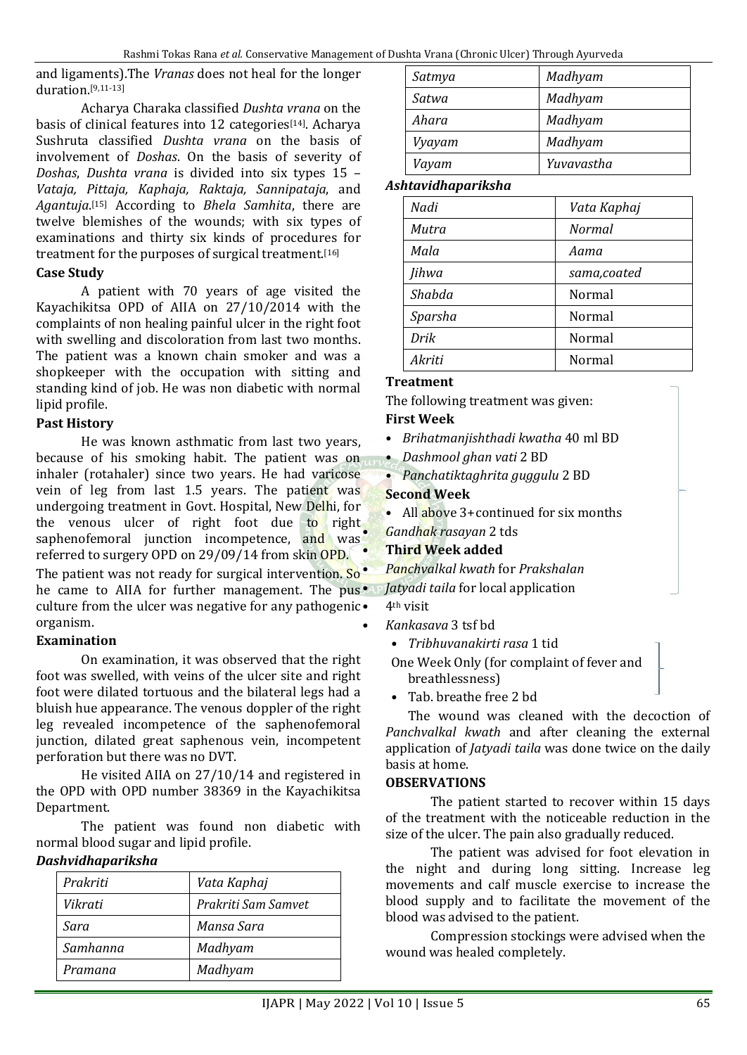and ligaments).The *Vranas* does not heal for the longer duration.[9,11-13]

Acharya Charaka classified *Dushta vrana* on the basis of clinical features into 12 categories[14]. Acharya Sushruta classified *Dushta vrana* on the basis of involvement of *Doshas*. On the basis of severity of *Doshas*, *Dushta vrana* is divided into six types 15 – *Vataja, Pittaja, Kaphaja, Raktaja, Sannipataja*, and *Agantuja*.[15] According to *Bhela Samhita*, there are twelve blemishes of the wounds; with six types of examinations and thirty six kinds of procedures for treatment for the purposes of surgical treatment.[16]

### Case Study

A patient with 70 years of age visited the Kayachikitsa OPD of AIIA on 27/10/2014 with the complaints of non healing painful ulcer in the right foot with swelling and discoloration from last two months. The patient was a known chain smoker and was a shopkeeper with the occupation with sitting and standing kind of job. He was non diabetic with normal lipid profile.

### Past History

He was known asthmatic from last two years, because of his smoking habit. The patient was on inhaler (rotahaler) since two years. He had varicose vein of leg from last 1.5 years. The patient was undergoing treatment in Govt. Hospital, New Delhi, for the venous ulcer of right foot due to right saphenofemoral junction incompetence, and was referred to surgery OPD on 29/09/14 from skin OPD. The patient was not ready for surgical intervention. So he came to AIIA for further management. The pus culture from the ulcer was negative for any pathogenic organism.

### Examination

On examination, it was observed that the right foot was swelled, with veins of the ulcer site and right foot were dilated tortuous and the bilateral legs had a bluish hue appearance. The venous doppler of the right leg revealed incompetence of the saphenofemoral junction, dilated great saphenous vein, incompetent perforation but there was no DVT.

He visited AIIA on 27/10/14 and registered in the OPD with OPD number 38369 in the Kayachikitsa Department.

The patient was found non diabetic with normal blood sugar and lipid profile.

### *Dashvidhapariksha*

| | |
|---|---|
| *Prakriti* | *Vata Kaphaj* |
| *Vikrati* | *Prakriti Sam Samvet* |
| *Sara* | *Mansa Sara* |
| *Samhanna* | *Madhyam* |
| *Pramana* | *Madhyam* |
| *Satmya* | *Madhyam* |
| *Satwa* | *Madhyam* |
| *Ahara* | *Madhyam* |
| *Vyayam* | *Madhyam* |
| *Vayam* | *Yuvavastha* |

### *Ashtavidhapariksha*

| | |
|---|---|
| *Nadi* | *Vata Kaphaj* |
| *Mutra* | *Normal* |
| *Mala* | *Aama* |
| *Jihwa* | *sama,coated* |
| *Shabda* | Normal |
| *Sparsha* | Normal |
| *Drik* | Normal |
| *Akriti* | Normal |

### Treatment

The following treatment was given:

**First Week**

- *Brihatmanjishthadi kwatha* 40 ml BD
- *Dashmool ghan vati* 2 BD
- *Panchatiktaghrita guggulu* 2 BD

**Second Week**

- All above 3+continued for six months
- *Gandhak rasayan* 2 tds

**Third Week added**

- *Panchvalkal kwath* for *Prakshalan*
- *Jatyadi taila* for local application
- 4th visit
- *Kankasava* 3 tsf bd
  - *Tribhuvanakirti rasa* 1 tid
  - One Week Only (for complaint of fever and breathlessness)
  - Tab. breathe free 2 bd

The wound was cleaned with the decoction of *Panchvalkal kwath* and after cleaning the external application of *Jatyadi taila* was done twice on the daily basis at home.

### OBSERVATIONS

The patient started to recover within 15 days of the treatment with the noticeable reduction in the size of the ulcer. The pain also gradually reduced.

The patient was advised for foot elevation in the night and during long sitting. Increase leg movements and calf muscle exercise to increase the blood supply and to facilitate the movement of the blood was advised to the patient.

Compression stockings were advised when the wound was healed completely.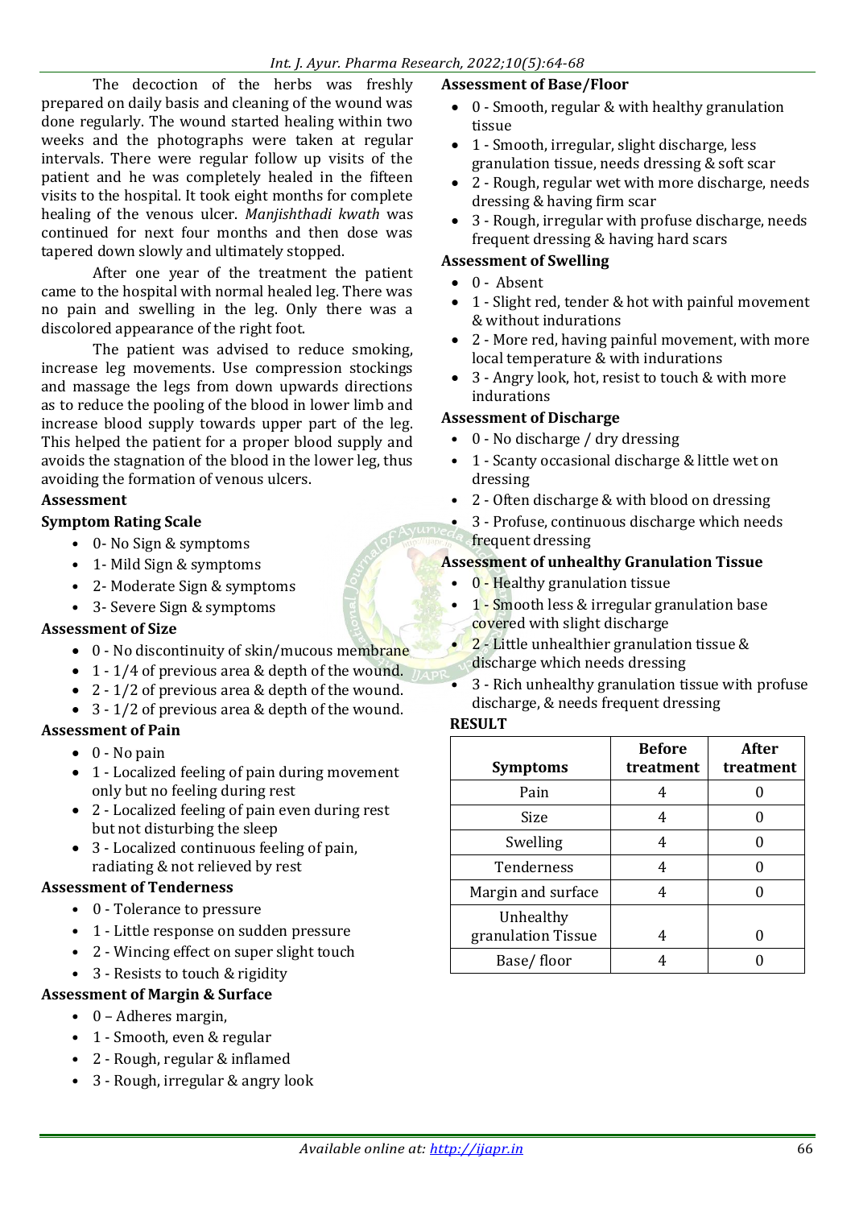The decoction of the herbs was freshly prepared on daily basis and cleaning of the wound was done regularly. The wound started healing within two weeks and the photographs were taken at regular intervals. There were regular follow up visits of the patient and he was completely healed in the fifteen visits to the hospital. It took eight months for complete healing of the venous ulcer. *Manjishthadi kwath* was continued for next four months and then dose was tapered down slowly and ultimately stopped.

After one year of the treatment the patient came to the hospital with normal healed leg. There was no pain and swelling in the leg. Only there was a discolored appearance of the right foot.

The patient was advised to reduce smoking, increase leg movements. Use compression stockings and massage the legs from down upwards directions as to reduce the pooling of the blood in lower limb and increase blood supply towards upper part of the leg. This helped the patient for a proper blood supply and avoids the stagnation of the blood in the lower leg, thus avoiding the formation of venous ulcers.

**Assessment**

**Symptom Rating Scale**

- 0- No Sign & symptoms
- 1- Mild Sign & symptoms
- 2- Moderate Sign & symptoms
- 3- Severe Sign & symptoms

**Assessment of Size**

- 0 - No discontinuity of skin/mucous membrane
- 1 - 1/4 of previous area & depth of the wound.
- 2 - 1/2 of previous area & depth of the wound.
- 3 - 1/2 of previous area & depth of the wound.

**Assessment of Pain**

- 0 - No pain
- 1 - Localized feeling of pain during movement only but no feeling during rest
- 2 - Localized feeling of pain even during rest but not disturbing the sleep
- 3 - Localized continuous feeling of pain, radiating & not relieved by rest

**Assessment of Tenderness**

- 0 - Tolerance to pressure
- 1 - Little response on sudden pressure
- 2 - Wincing effect on super slight touch
- 3 - Resists to touch & rigidity

**Assessment of Margin & Surface**

- 0 – Adheres margin,
- 1 - Smooth, even & regular
- 2 - Rough, regular & inflamed
- 3 - Rough, irregular & angry look

**Assessment of Base/Floor**

- 0 - Smooth, regular & with healthy granulation tissue
- 1 - Smooth, irregular, slight discharge, less granulation tissue, needs dressing & soft scar
- 2 - Rough, regular wet with more discharge, needs dressing & having firm scar
- 3 - Rough, irregular with profuse discharge, needs frequent dressing & having hard scars

**Assessment of Swelling**

- 0 - Absent
- 1 - Slight red, tender & hot with painful movement & without indurations
- 2 - More red, having painful movement, with more local temperature & with indurations
- 3 - Angry look, hot, resist to touch & with more indurations

**Assessment of Discharge**

- 0 - No discharge / dry dressing
- 1 - Scanty occasional discharge & little wet on dressing
- 2 - Often discharge & with blood on dressing
- 3 - Profuse, continuous discharge which needs frequent dressing

**Assessment of unhealthy Granulation Tissue**

- 0 - Healthy granulation tissue
- 1 - Smooth less & irregular granulation base covered with slight discharge
- 2 - Little unhealthier granulation tissue & discharge which needs dressing
- 3 - Rich unhealthy granulation tissue with profuse discharge, & needs frequent dressing

**RESULT**

| Symptoms | Before treatment | After treatment |
|---|---|---|
| Pain | 4 | 0 |
| Size | 4 | 0 |
| Swelling | 4 | 0 |
| Tenderness | 4 | 0 |
| Margin and surface | 4 | 0 |
| Unhealthy granulation Tissue | 4 | 0 |
| Base/ floor | 4 | 0 |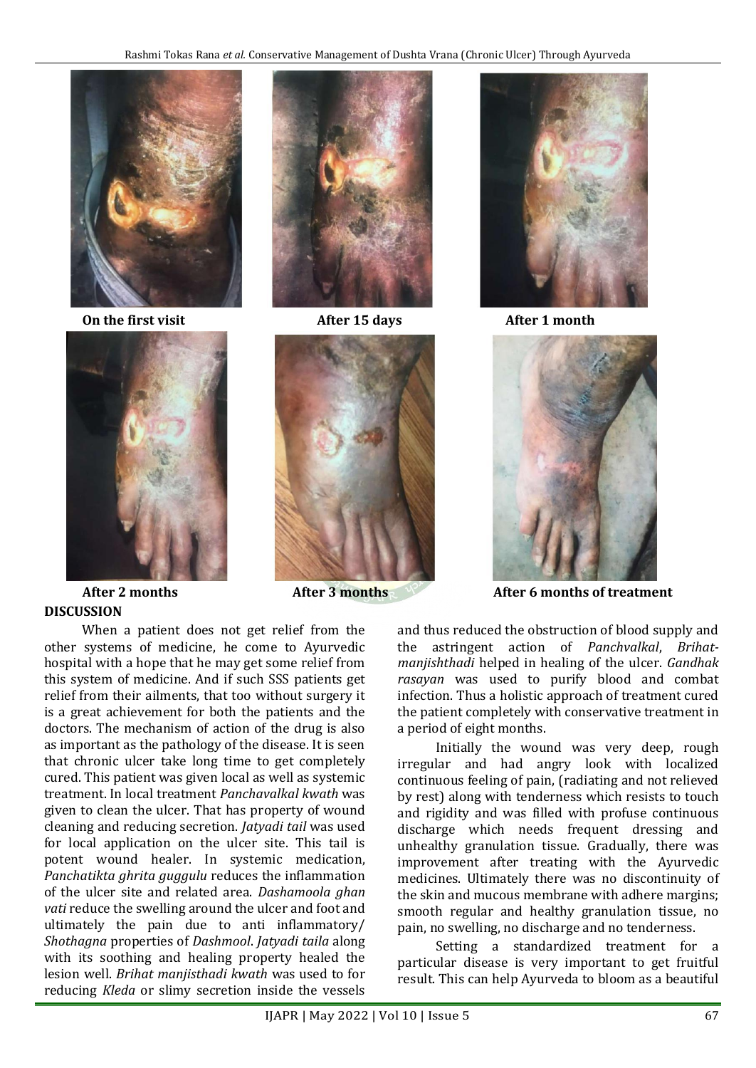On the first visit

After 15 days

After 1 month

After 2 months

After 3 months

After 6 months of treatment

## DISCUSSION

When a patient does not get relief from the other systems of medicine, he come to Ayurvedic hospital with a hope that he may get some relief from this system of medicine. And if such SSS patients get relief from their ailments, that too without surgery it is a great achievement for both the patients and the doctors. The mechanism of action of the drug is also as important as the pathology of the disease. It is seen that chronic ulcer take long time to get completely cured. This patient was given local as well as systemic treatment. In local treatment *Panchavalkal kwath* was given to clean the ulcer. That has property of wound cleaning and reducing secretion. *Jatyadi tail* was used for local application on the ulcer site. This tail is potent wound healer. In systemic medication, *Panchatikta ghrita guggulu* reduces the inflammation of the ulcer site and related area. *Dashamoola ghan vati* reduce the swelling around the ulcer and foot and ultimately the pain due to anti inflammatory/ *Shothagna* properties of *Dashmool*. *Jatyadi taila* along with its soothing and healing property healed the lesion well. *Brihat manjisthadi kwath* was used to for reducing *Kleda* or slimy secretion inside the vessels and thus reduced the obstruction of blood supply and the astringent action of *Panchvalkal*, *Brihat-manjishthadi* helped in healing of the ulcer. *Gandhak rasayan* was used to purify blood and combat infection. Thus a holistic approach of treatment cured the patient completely with conservative treatment in a period of eight months.

Initially the wound was very deep, rough irregular and had angry look with localized continuous feeling of pain, (radiating and not relieved by rest) along with tenderness which resists to touch and rigidity and was filled with profuse continuous discharge which needs frequent dressing and unhealthy granulation tissue. Gradually, there was improvement after treating with the Ayurvedic medicines. Ultimately there was no discontinuity of the skin and mucous membrane with adhere margins; smooth regular and healthy granulation tissue, no pain, no swelling, no discharge and no tenderness.

Setting a standardized treatment for a particular disease is very important to get fruitful result. This can help Ayurveda to bloom as a beautiful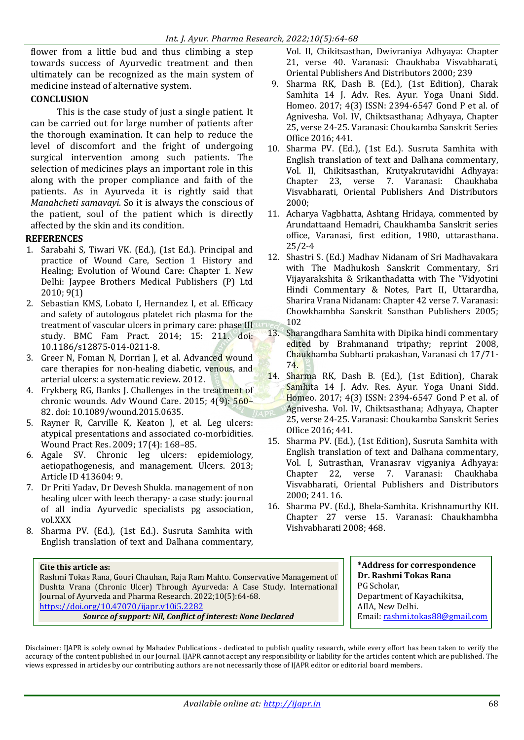flower from a little bud and thus climbing a step towards success of Ayurvedic treatment and then ultimately can be recognized as the main system of medicine instead of alternative system.

## CONCLUSION

This is the case study of just a single patient. It can be carried out for large number of patients after the thorough examination. It can help to reduce the level of discomfort and the fright of undergoing surgical intervention among such patients. The selection of medicines plays an important role in this along with the proper compliance and faith of the patients. As in Ayurveda it is rightly said that *Manahcheti samavayi*. So it is always the conscious of the patient, soul of the patient which is directly affected by the skin and its condition.

## REFERENCES

1. Sarabahi S, Tiwari VK. (Ed.), (1st Ed.). Principal and practice of Wound Care, Section 1 History and Healing; Evolution of Wound Care: Chapter 1. New Delhi: Jaypee Brothers Medical Publishers (P) Ltd 2010; 9(1)
2. Sebastian KMS, Lobato I, Hernandez I, et al. Efficacy and safety of autologous platelet rich plasma for the treatment of vascular ulcers in primary care: phase III study. BMC Fam Pract. 2014; 15: 211. doi: 10.1186/s12875-014-0211-8.
3. Greer N, Foman N, Dorrian J, et al. Advanced wound care therapies for non-healing diabetic, venous, and arterial ulcers: a systematic review. 2012.
4. Frykberg RG, Banks J. Challenges in the treatment of chronic wounds. Adv Wound Care. 2015; 4(9): 560–82. doi: 10.1089/wound.2015.0635.
5. Rayner R, Carville K, Keaton J, et al. Leg ulcers: atypical presentations and associated co-morbidities. Wound Pract Res. 2009; 17(4): 168–85.
6. Agale SV. Chronic leg ulcers: epidemiology, aetiopathogenesis, and management. Ulcers. 2013; Article ID 413604: 9.
7. Dr Priti Yadav, Dr Devesh Shukla. management of non healing ulcer with leech therapy- a case study: journal of all india Ayurvedic specialists pg association, vol.XXX
8. Sharma PV. (Ed.), (1st Ed.). Susruta Samhita with English translation of text and Dalhana commentary, Vol. II, Chikitsasthan, Dwivraniya Adhyaya: Chapter 21, verse 40. Varanasi: Chaukhaba Visvabharati, Oriental Publishers And Distributors 2000; 239
9. Sharma RK, Dash B. (Ed.), (1st Edition), Charak Samhita 14 J. Adv. Res. Ayur. Yoga Unani Sidd. Homeo. 2017; 4(3) ISSN: 2394-6547 Gond P et al. of Agnivesha. Vol. IV, Chiktsasthana; Adhyaya, Chapter 25, verse 24-25. Varanasi: Choukamba Sanskrit Series Office 2016; 441.
10. Sharma PV. (Ed.), (1st Ed.). Susruta Samhita with English translation of text and Dalhana commentary, Vol. II, Chikitsasthan, Krutyakrutavidhi Adhyaya: Chapter 23, verse 7. Varanasi: Chaukhaba Visvabharati, Oriental Publishers And Distributors 2000;
11. Acharya Vagbhatta, Ashtang Hridaya, commented by Arundattaand Hemadri, Chaukhamba Sanskrit series office, Varanasi, first edition, 1980, uttarasthana. 25/2-4
12. Shastri S. (Ed.) Madhav Nidanam of Sri Madhavakara with The Madhukosh Sanskrit Commentary, Sri Vijayarakshita & Srikanthadatta with The "Vidyotini Hindi Commentary & Notes, Part II, Uttarardha, Sharira Vrana Nidanam: Chapter 42 verse 7. Varanasi: Chowkhambha Sanskrit Sansthan Publishers 2005; 102
13. Sharangdhara Samhita with Dipika hindi commentary edited by Brahmanand tripathy; reprint 2008, Chaukhamba Subharti prakashan, Varanasi ch 17/71-74.
14. Sharma RK, Dash B. (Ed.), (1st Edition), Charak Samhita 14 J. Adv. Res. Ayur. Yoga Unani Sidd. Homeo. 2017; 4(3) ISSN: 2394-6547 Gond P et al. of Agnivesha. Vol. IV, Chiktsasthana; Adhyaya, Chapter 25, verse 24-25. Varanasi: Choukamba Sanskrit Series Office 2016; 441.
15. Sharma PV. (Ed.), (1st Edition), Susruta Samhita with English translation of text and Dalhana commentary, Vol. I, Sutrasthan, Vranasrav vigyaniya Adhyaya: Chapter 22, verse 7. Varanasi: Chaukhaba Visvabharati, Oriental Publishers and Distributors 2000; 241. 16.
16. Sharma PV. (Ed.), Bhela-Samhita. Krishnamurthy KH. Chapter 27 verse 15. Varanasi: Chaukhambha Vishvabharati 2008; 468.

**Cite this article as:**
Rashmi Tokas Rana, Gouri Chauhan, Raja Ram Mahto. Conservative Management of Dushta Vrana (Chronic Ulcer) Through Ayurveda: A Case Study. International Journal of Ayurveda and Pharma Research. 2022;10(5):64-68.
https://doi.org/10.47070/ijapr.v10i5.2282
***Source of support: Nil, Conflict of interest: None Declared***

**\*Address for correspondence**
**Dr. Rashmi Tokas Rana**
PG Scholar,
Department of Kayachikitsa,
AIIA, New Delhi.
Email: rashmi.tokas88@gmail.com

Disclaimer: IJAPR is solely owned by Mahadev Publications - dedicated to publish quality research, while every effort has been taken to verify the accuracy of the content published in our Journal. IJAPR cannot accept any responsibility or liability for the articles content which are published. The views expressed in articles by our contributing authors are not necessarily those of IJAPR editor or editorial board members.